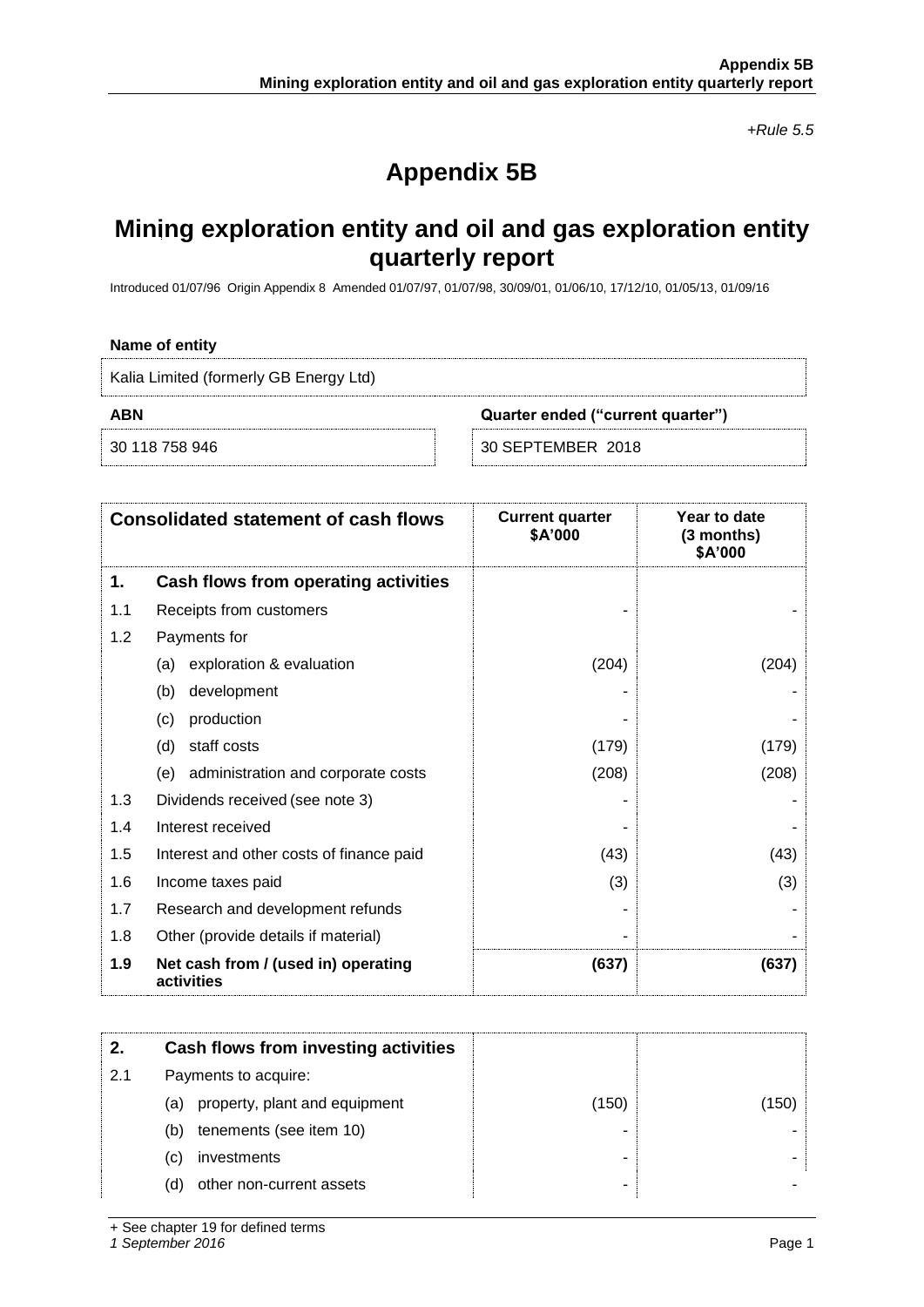*+Rule 5.5*

# Appendix 5B

## Mining exploration entity and oil and gas exploration entity quarterly report

Introduced 01/07/96 Origin Appendix 8 Amended 01/07/97, 01/07/98, 30/09/01, 01/06/10, 17/12/10, 01/05/13, 01/09/16

**Name of entity**

Kalia Limited (formerly GB Energy Ltd)

| **ABN** | **Quarter ended ("current quarter")** |
|---|---|
| 30 118 758 946 | 30 SEPTEMBER 2018 |

| | **Consolidated statement of cash flows** | **Current quarter $A'000** | **Year to date (3 months) $A'000** |
|---|---|---|---|
| **1.** | **Cash flows from operating activities** | | |
| 1.1 | Receipts from customers | - | - |
| 1.2 | Payments for | | |
| | (a) exploration & evaluation | (204) | (204) |
| | (b) development | - | - |
| | (c) production | - | - |
| | (d) staff costs | (179) | (179) |
| | (e) administration and corporate costs | (208) | (208) |
| 1.3 | Dividends received (see note 3) | - | - |
| 1.4 | Interest received | - | - |
| 1.5 | Interest and other costs of finance paid | (43) | (43) |
| 1.6 | Income taxes paid | (3) | (3) |
| 1.7 | Research and development refunds | - | - |
| 1.8 | Other (provide details if material) | - | - |
| **1.9** | **Net cash from / (used in) operating activities** | **(637)** | **(637)** |

| | | | |
|---|---|---|---|
| **2.** | **Cash flows from investing activities** | | |
| 2.1 | Payments to acquire: | | |
| | (a) property, plant and equipment | (150) | (150) |
| | (b) tenements (see item 10) | - | - |
| | (c) investments | - | - |
| | (d) other non-current assets | - | - |

+ See chapter 19 for defined terms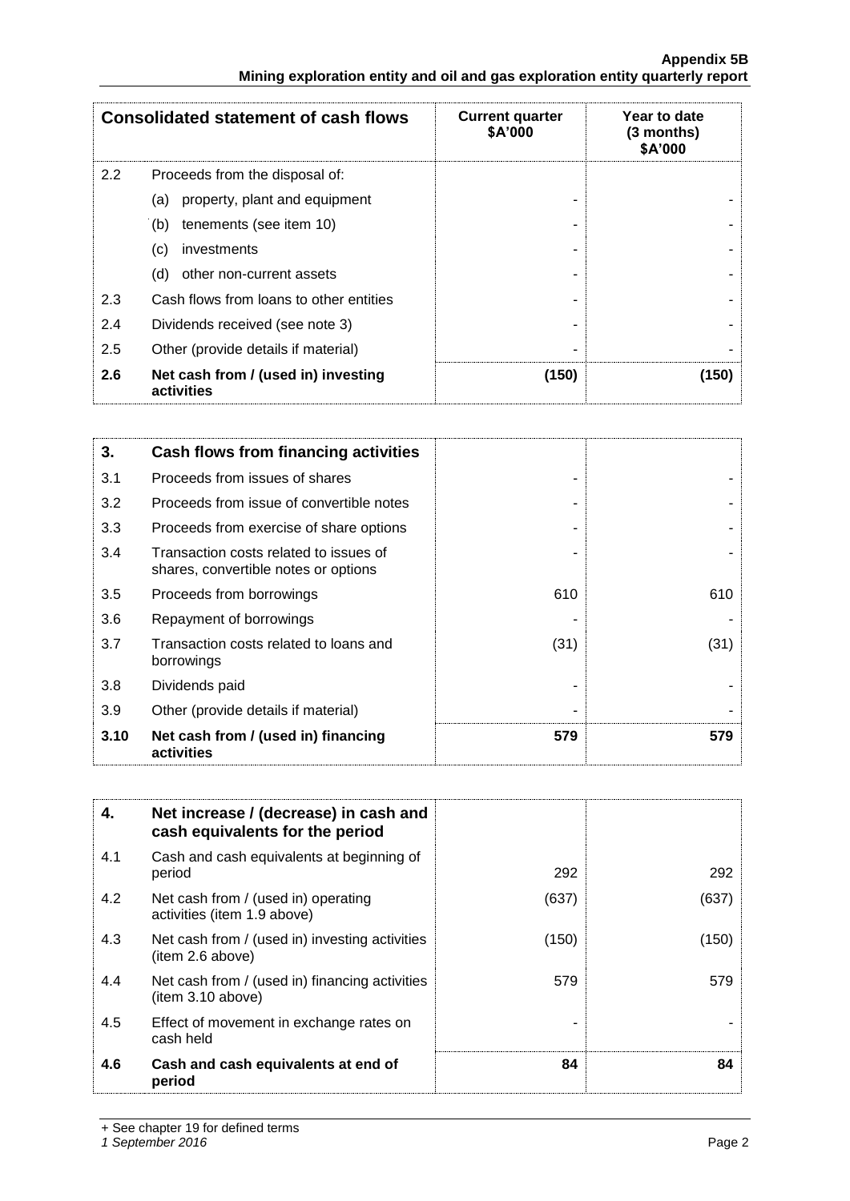| Consolidated statement of cash flows | | Current quarter $A'000 | Year to date (3 months) $A'000 |
|---|---|---|---|
| 2.2 | Proceeds from the disposal of: | | |
| | (a) property, plant and equipment | - | - |
| | (b) tenements (see item 10) | - | - |
| | (c) investments | - | - |
| | (d) other non-current assets | - | - |
| 2.3 | Cash flows from loans to other entities | - | - |
| 2.4 | Dividends received (see note 3) | - | - |
| 2.5 | Other (provide details if material) | - | - |
| **2.6** | **Net cash from / (used in) investing activities** | **(150)** | **(150)** |

| **3.** | **Cash flows from financing activities** | | |
|---|---|---|---|
| 3.1 | Proceeds from issues of shares | - | - |
| 3.2 | Proceeds from issue of convertible notes | - | - |
| 3.3 | Proceeds from exercise of share options | - | - |
| 3.4 | Transaction costs related to issues of shares, convertible notes or options | - | - |
| 3.5 | Proceeds from borrowings | 610 | 610 |
| 3.6 | Repayment of borrowings | - | - |
| 3.7 | Transaction costs related to loans and borrowings | (31) | (31) |
| 3.8 | Dividends paid | - | - |
| 3.9 | Other (provide details if material) | - | - |
| **3.10** | **Net cash from / (used in) financing activities** | **579** | **579** |

| **4.** | **Net increase / (decrease) in cash and cash equivalents for the period** | | |
|---|---|---|---|
| 4.1 | Cash and cash equivalents at beginning of period | 292 | 292 |
| 4.2 | Net cash from / (used in) operating activities (item 1.9 above) | (637) | (637) |
| 4.3 | Net cash from / (used in) investing activities (item 2.6 above) | (150) | (150) |
| 4.4 | Net cash from / (used in) financing activities (item 3.10 above) | 579 | 579 |
| 4.5 | Effect of movement in exchange rates on cash held | - | - |
| **4.6** | **Cash and cash equivalents at end of period** | **84** | **84** |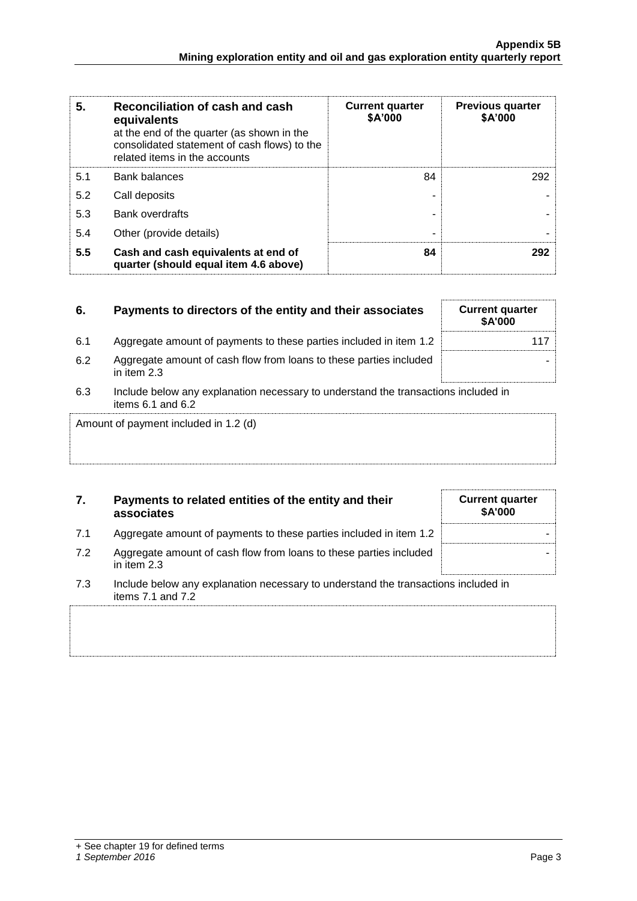| 5. | Reconciliation of cash and cash equivalents at the end of the quarter (as shown in the consolidated statement of cash flows) to the related items in the accounts | Current quarter $A'000 | Previous quarter $A'000 |
|---|---|---|---|
| 5.1 | Bank balances | 84 | 292 |
| 5.2 | Call deposits | - | - |
| 5.3 | Bank overdrafts | - | - |
| 5.4 | Other (provide details) | - | - |
| **5.5** | **Cash and cash equivalents at end of quarter (should equal item 4.6 above)** | **84** | **292** |

| 6. | Payments to directors of the entity and their associates | Current quarter $A'000 |
|---|---|---|
| 6.1 | Aggregate amount of payments to these parties included in item 1.2 | 117 |
| 6.2 | Aggregate amount of cash flow from loans to these parties included in item 2.3 | - |

6.3 Include below any explanation necessary to understand the transactions included in items 6.1 and 6.2

Amount of payment included in 1.2 (d)

| 7. | Payments to related entities of the entity and their associates | Current quarter $A'000 |
|---|---|---|
| 7.1 | Aggregate amount of payments to these parties included in item 1.2 | - |
| 7.2 | Aggregate amount of cash flow from loans to these parties included in item 2.3 | - |

7.3 Include below any explanation necessary to understand the transactions included in items 7.1 and 7.2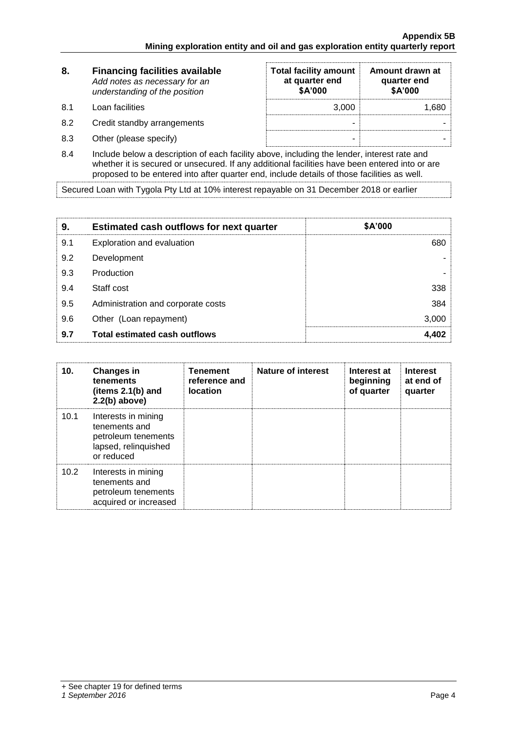| 8. | **Financing facilities available** *Add notes as necessary for an understanding of the position* | **Total facility amount at quarter end \$A'000** | **Amount drawn at quarter end \$A'000** |
|---|---|---|---|
| 8.1 | Loan facilities | 3,000 | 1,680 |
| 8.2 | Credit standby arrangements | - | - |
| 8.3 | Other (please specify) | - | - |

8.4 Include below a description of each facility above, including the lender, interest rate and whether it is secured or unsecured. If any additional facilities have been entered into or are proposed to be entered into after quarter end, include details of those facilities as well.

Secured Loan with Tygola Pty Ltd at 10% interest repayable on 31 December 2018 or earlier

| 9. | **Estimated cash outflows for next quarter** | **\$A'000** |
|---|---|---|
| 9.1 | Exploration and evaluation | 680 |
| 9.2 | Development | - |
| 9.3 | Production | - |
| 9.4 | Staff cost | 338 |
| 9.5 | Administration and corporate costs | 384 |
| 9.6 | Other (Loan repayment) | 3,000 |
| **9.7** | **Total estimated cash outflows** | **4,402** |

| 10. | **Changes in tenements (items 2.1(b) and 2.2(b) above)** | **Tenement reference and location** | **Nature of interest** | **Interest at beginning of quarter** | **Interest at end of quarter** |
|---|---|---|---|---|---|
| 10.1 | Interests in mining tenements and petroleum tenements lapsed, relinquished or reduced | | | | |
| 10.2 | Interests in mining tenements and petroleum tenements acquired or increased | | | | |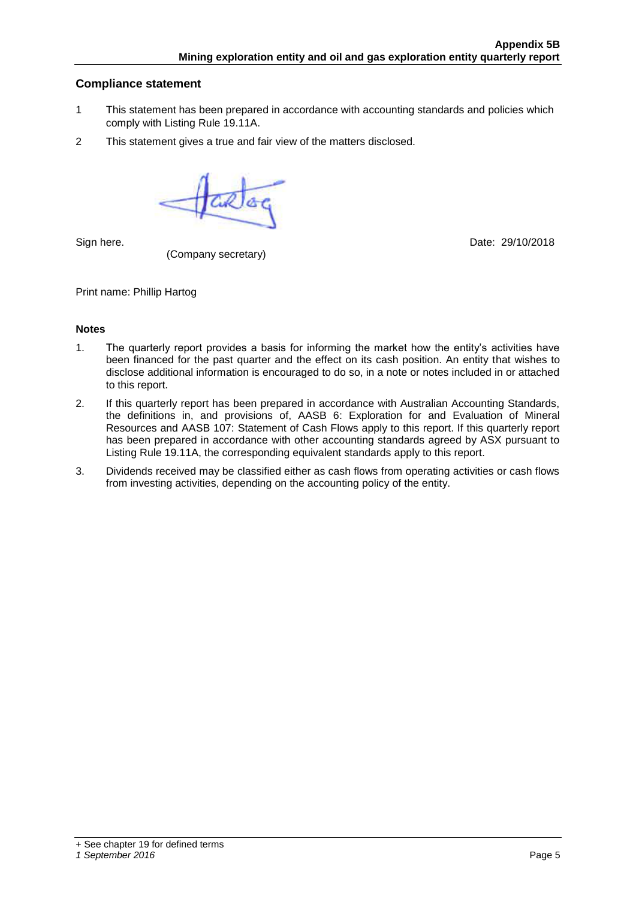## Compliance statement

1 This statement has been prepared in accordance with accounting standards and policies which comply with Listing Rule 19.11A.

2 This statement gives a true and fair view of the matters disclosed.

Sign here. (Company secretary) Date: 29/10/2018

Print name: Phillip Hartog

### Notes

1. The quarterly report provides a basis for informing the market how the entity's activities have been financed for the past quarter and the effect on its cash position. An entity that wishes to disclose additional information is encouraged to do so, in a note or notes included in or attached to this report.
2. If this quarterly report has been prepared in accordance with Australian Accounting Standards, the definitions in, and provisions of, AASB 6: Exploration for and Evaluation of Mineral Resources and AASB 107: Statement of Cash Flows apply to this report. If this quarterly report has been prepared in accordance with other accounting standards agreed by ASX pursuant to Listing Rule 19.11A, the corresponding equivalent standards apply to this report.
3. Dividends received may be classified either as cash flows from operating activities or cash flows from investing activities, depending on the accounting policy of the entity.